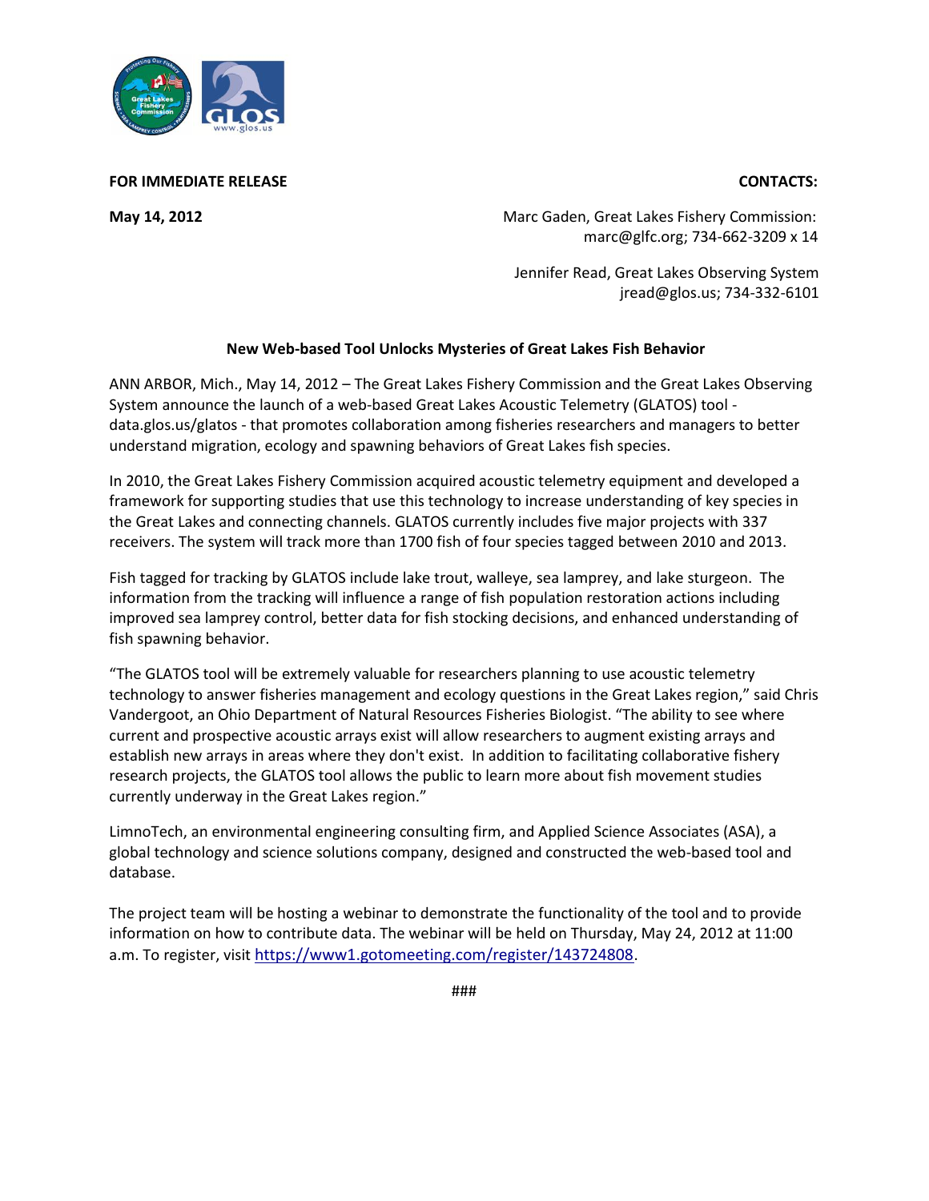**FOR IMMEDIATE RELEASE**

**CONTACTS:**

**May 14, 2012**

Marc Gaden, Great Lakes Fishery Commission:
marc@glfc.org; 734-662-3209 x 14

Jennifer Read, Great Lakes Observing System
jread@glos.us; 734-332-6101

## New Web-based Tool Unlocks Mysteries of Great Lakes Fish Behavior

ANN ARBOR, Mich., May 14, 2012 – The Great Lakes Fishery Commission and the Great Lakes Observing System announce the launch of a web-based Great Lakes Acoustic Telemetry (GLATOS) tool - data.glos.us/glatos - that promotes collaboration among fisheries researchers and managers to better understand migration, ecology and spawning behaviors of Great Lakes fish species.

In 2010, the Great Lakes Fishery Commission acquired acoustic telemetry equipment and developed a framework for supporting studies that use this technology to increase understanding of key species in the Great Lakes and connecting channels. GLATOS currently includes five major projects with 337 receivers. The system will track more than 1700 fish of four species tagged between 2010 and 2013.

Fish tagged for tracking by GLATOS include lake trout, walleye, sea lamprey, and lake sturgeon. The information from the tracking will influence a range of fish population restoration actions including improved sea lamprey control, better data for fish stocking decisions, and enhanced understanding of fish spawning behavior.

"The GLATOS tool will be extremely valuable for researchers planning to use acoustic telemetry technology to answer fisheries management and ecology questions in the Great Lakes region," said Chris Vandergoot, an Ohio Department of Natural Resources Fisheries Biologist. "The ability to see where current and prospective acoustic arrays exist will allow researchers to augment existing arrays and establish new arrays in areas where they don't exist. In addition to facilitating collaborative fishery research projects, the GLATOS tool allows the public to learn more about fish movement studies currently underway in the Great Lakes region."

LimnoTech, an environmental engineering consulting firm, and Applied Science Associates (ASA), a global technology and science solutions company, designed and constructed the web-based tool and database.

The project team will be hosting a webinar to demonstrate the functionality of the tool and to provide information on how to contribute data. The webinar will be held on Thursday, May 24, 2012 at 11:00 a.m. To register, visit https://www1.gotomeeting.com/register/143724808.

###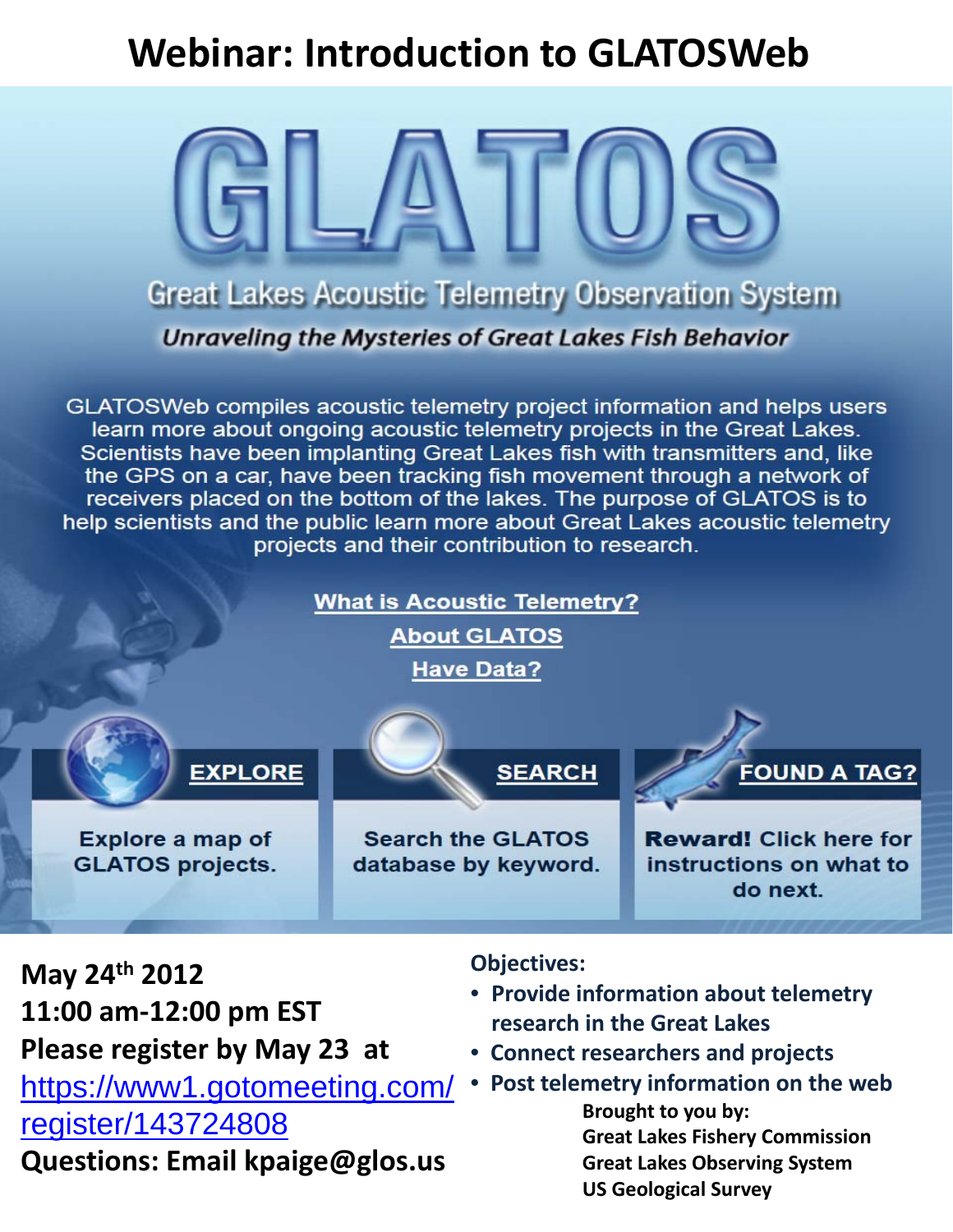# Webinar: Introduction to GLATOSWeb

# GLATOS

## Great Lakes Acoustic Telemetry Observation System

*Unraveling the Mysteries of Great Lakes Fish Behavior*

GLATOSWeb compiles acoustic telemetry project information and helps users learn more about ongoing acoustic telemetry projects in the Great Lakes. Scientists have been implanting Great Lakes fish with transmitters and, like the GPS on a car, have been tracking fish movement through a network of receivers placed on the bottom of the lakes. The purpose of GLATOS is to help scientists and the public learn more about Great Lakes acoustic telemetry projects and their contribution to research.

What is Acoustic Telemetry?

About GLATOS

Have Data?

**EXPLORE**

Explore a map of GLATOS projects.

**SEARCH**

Search the GLATOS database by keyword.

**FOUND A TAG?**

**Reward!** Click here for instructions on what to do next.

**May 24th 2012**

**11:00 am-12:00 pm EST**

**Please register by May 23 at** https://www1.gotomeeting.com/register/143724808

**Questions: Email kpaige@glos.us**

**Objectives:**

- **Provide information about telemetry research in the Great Lakes**
- **Connect researchers and projects**
- **Post telemetry information on the web**

**Brought to you by:**
**Great Lakes Fishery Commission**
**Great Lakes Observing System**
**US Geological Survey**